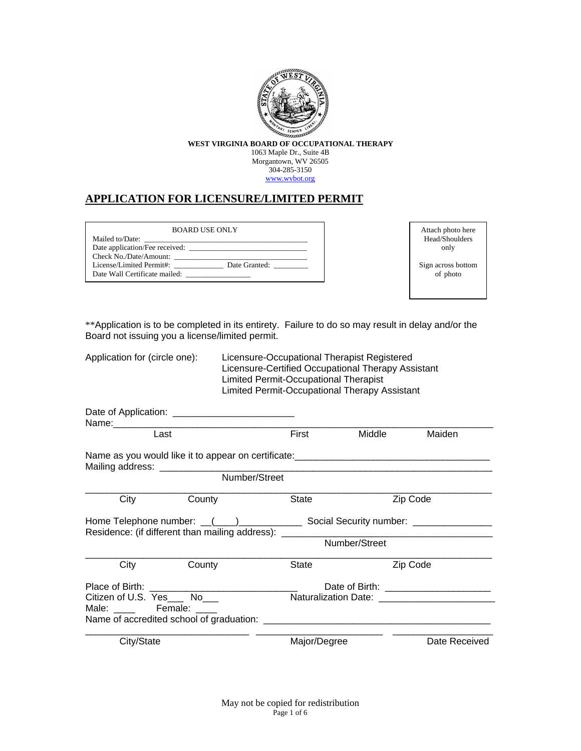**WEST VIRGINIA BOARD OF OCCUPATIONAL THERAPY**
1063 Maple Dr., Suite 4B
Morgantown, WV 26505
304-285-3150
www.wvbot.org

## APPLICATION FOR LICENSURE/LIMITED PERMIT

| BOARD USE ONLY |
|---|
| Mailed to/Date: ______________________________ |
| Date application/Fee received: ______________________________ |
| Check No./Date/Amount: ______________________________ |
| License/Limited Permit#: ____________ Date Granted: ________ |
| Date Wall Certificate mailed: ________________ |

Attach photo here
Head/Shoulders only

Sign across bottom of photo

**Application is to be completed in its entirety. Failure to do so may result in delay and/or the Board not issuing you a license/limited permit.

Application for (circle one):
- Licensure-Occupational Therapist Registered
- Licensure-Certified Occupational Therapy Assistant
- Limited Permit-Occupational Therapist
- Limited Permit-Occupational Therapy Assistant

Date of Application: ______________________

Name: ______________________________________________________________
Last First Middle Maiden

Name as you would like it to appear on certificate: ___________________________________

Mailing address: ______________________________________________________________
Number/Street

______________________________________________________________
City County State Zip Code

Home Telephone number: __(____)____________ Social Security number: _______________

Residence: (if different than mailing address): ______________________________________
Number/Street

______________________________________________________________
City County State Zip Code

Place of Birth: ___________________________ Date of Birth: ____________________

Citizen of U.S. Yes___ No___ Naturalization Date: _____________________

Male: ____ Female: ____

Name of accredited school of graduation: ___________________________________________

______________________________ ________________________ ___________________
City/State Major/Degree Date Received

May not be copied for redistribution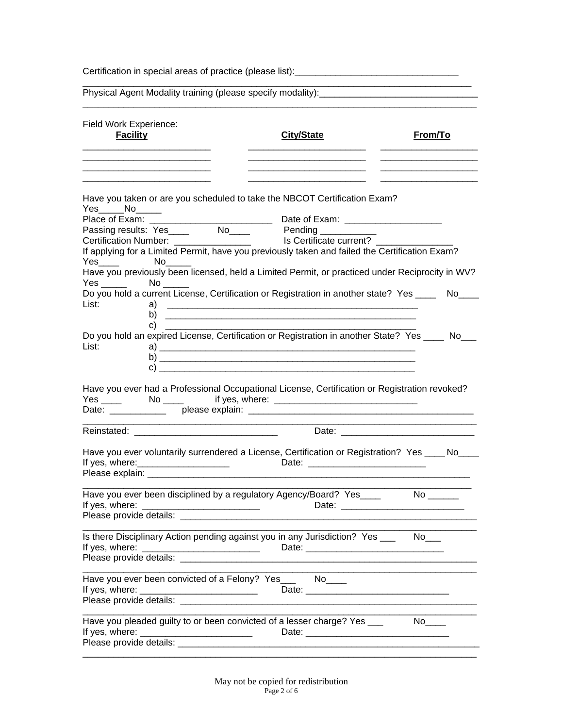Certification in special areas of practice (please list):________________________________
_____________________________________________________________________________

Physical Agent Modality training (please specify modality):_______________________________
_____________________________________________________________________________

Field Work Experience:

| Facility | City/State | From/To |
|---|---|---|
| _________________________ | _______________________ | ___________________ |
| _________________________ | _______________________ | ___________________ |
| _________________________ | _______________________ | ___________________ |
| _________________________ | _______________________ | ___________________ |

Have you taken or are you scheduled to take the NBCOT Certification Exam?
Yes_____No_____
Place of Exam: ________________________ Date of Exam: ___________________
Passing results: Yes____ No____ Pending ___________
Certification Number: _______________ Is Certificate current? _______________
If applying for a Limited Permit, have you previously taken and failed the Certification Exam?
Yes____ No_____
Have you previously been licensed, held a Limited Permit, or practiced under Reciprocity in WV?
Yes _____ No _____
Do you hold a current License, Certification or Registration in another state? Yes ____ No____
List: a) _________________________________________________
b) _________________________________________________
c) _________________________________________________
Do you hold an expired License, Certification or Registration in another State? Yes ____ No___
List: a) _________________________________________________
b) _________________________________________________
c) _________________________________________________

Have you ever had a Professional Occupational License, Certification or Registration revoked?
Yes ____ No ____ if yes, where: ____________________________
Date: ___________ please explain: _____________________________________________
_____________________________________________________________________________
Reinstated: ____________________________ Date: __________________________

Have you ever voluntarily surrendered a License, Certification or Registration? Yes ____ No____
If yes, where:__________________ Date: _______________________
Please explain: _________________________________________________________________
_____________________________________________________________________________
Have you ever been disciplined by a regulatory Agency/Board? Yes____ No ______
If yes, where: _______________________ Date: ________________________
Please provide details: ___________________________________________________________
_____________________________________________________________________________
Is there Disciplinary Action pending against you in any Jurisdiction? Yes ___ No___
If yes, where: _______________________ Date: ___________________________
Please provide details: ___________________________________________________________
_____________________________________________________________________________
Have you ever been convicted of a Felony? Yes___ No____
If yes, where: _______________________ Date: ____________________________
Please provide details: ___________________________________________________________
_____________________________________________________________________________
Have you pleaded guilty to or been convicted of a lesser charge? Yes ___ No____
If yes, where: ______________________ Date: ____________________________
Please provide details: ____________________________________________________________
_____________________________________________________________________________

May not be copied for redistribution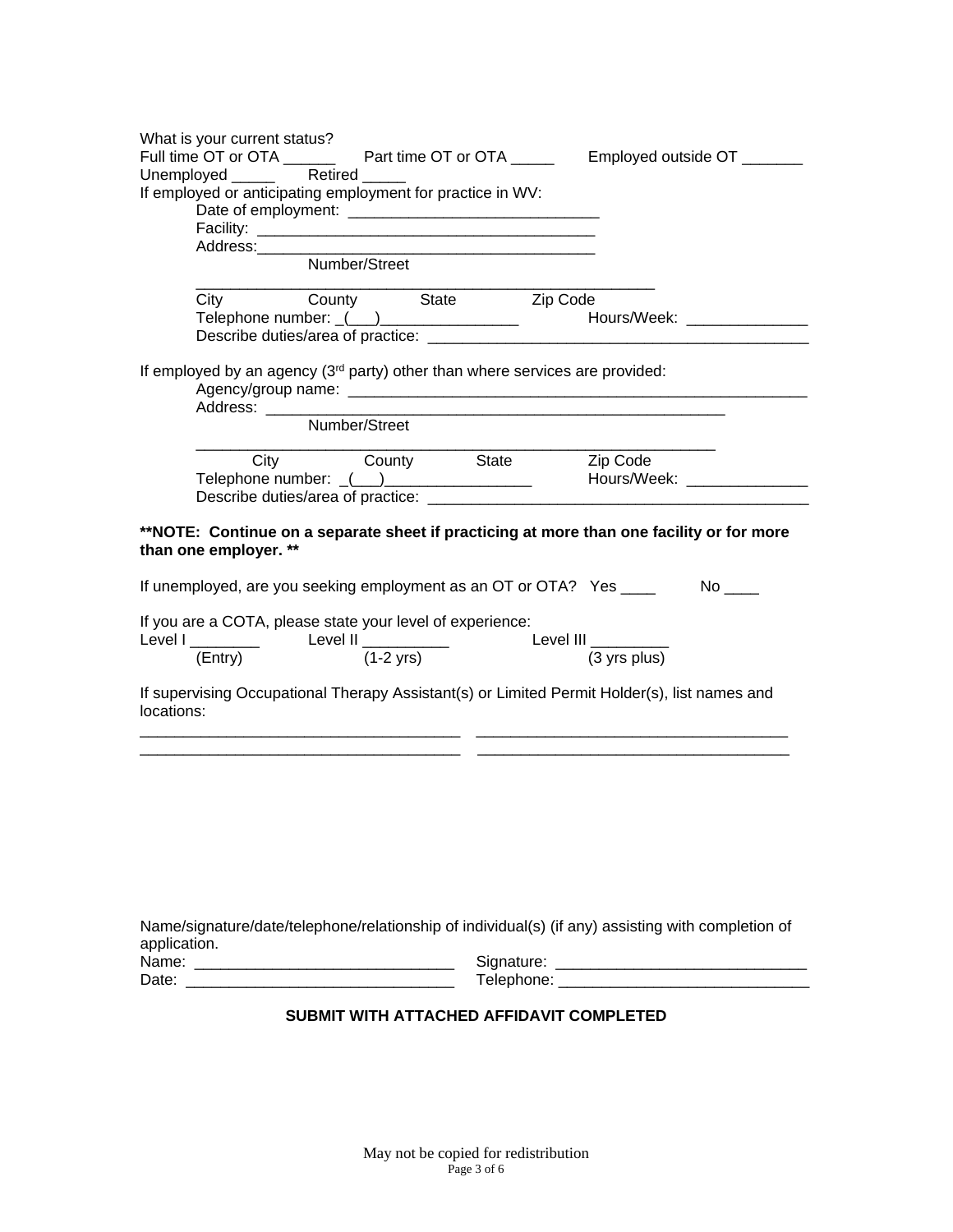What is your current status?
Full time OT or OTA ______ Part time OT or OTA _____ Employed outside OT _______
Unemployed _____ Retired _____
If employed or anticipating employment for practice in WV:

Date of employment: ____________________________
Facility: ________________________________________
Address: ________________________________________
Number/Street
________________________________________________
City County State Zip Code
Telephone number: _(___)________________ Hours/Week: ______________
Describe duties/area of practice: ____________________________________________

If employed by an agency (3rd party) other than where services are provided:

Agency/group name: _______________________________________________________
Address: ___________________________________________________
Number/Street
________________________________________________________
City County State Zip Code
Telephone number: _(___)_________________ Hours/Week: ______________
Describe duties/area of practice: ____________________________________________

**\*\*NOTE: Continue on a separate sheet if practicing at more than one facility or for more than one employer. \*\***

If unemployed, are you seeking employment as an OT or OTA? Yes ____ No ____

If you are a COTA, please state your level of experience:
Level I ________ (Entry) Level II __________ (1-2 yrs) Level III _________ (3 yrs plus)

If supervising Occupational Therapy Assistant(s) or Limited Permit Holder(s), list names and locations:

____________________________________ ____________________________________
____________________________________ ____________________________________

Name/signature/date/telephone/relationship of individual(s) (if any) assisting with completion of application.
Name: ______________________________ Signature: ____________________________
Date: _______________________________ Telephone: ____________________________

**SUBMIT WITH ATTACHED AFFIDAVIT COMPLETED**

May not be copied for redistribution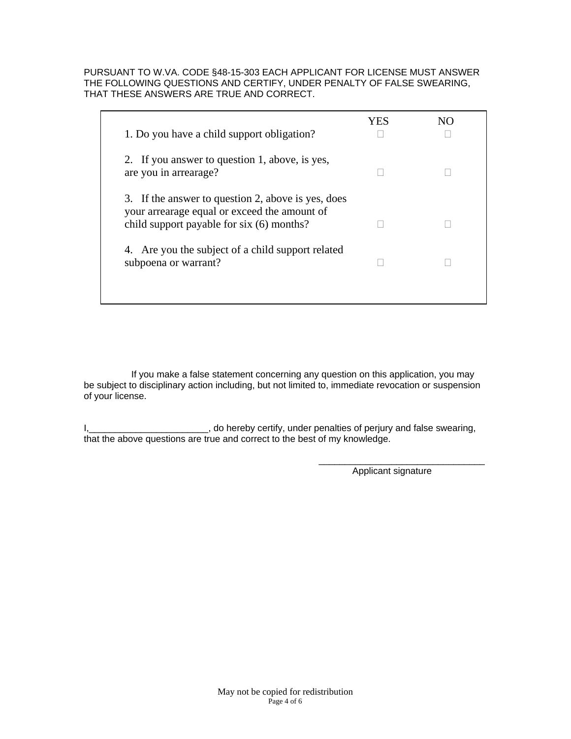PURSUANT TO W.VA. CODE §48-15-303 EACH APPLICANT FOR LICENSE MUST ANSWER THE FOLLOWING QUESTIONS AND CERTIFY, UNDER PENALTY OF FALSE SWEARING, THAT THESE ANSWERS ARE TRUE AND CORRECT.

| | YES | NO |
|---|---|---|
| 1. Do you have a child support obligation? | ☐ | ☐ |
| 2. If you answer to question 1, above, is yes, are you in arrearage? | ☐ | ☐ |
| 3. If the answer to question 2, above is yes, does your arrearage equal or exceed the amount of child support payable for six (6) months? | ☐ | ☐ |
| 4. Are you the subject of a child support related subpoena or warrant? | ☐ | ☐ |

If you make a false statement concerning any question on this application, you may be subject to disciplinary action including, but not limited to, immediate revocation or suspension of your license.

I,_______________________, do hereby certify, under penalties of perjury and false swearing, that the above questions are true and correct to the best of my knowledge.

_________________________________
Applicant signature

May not be copied for redistribution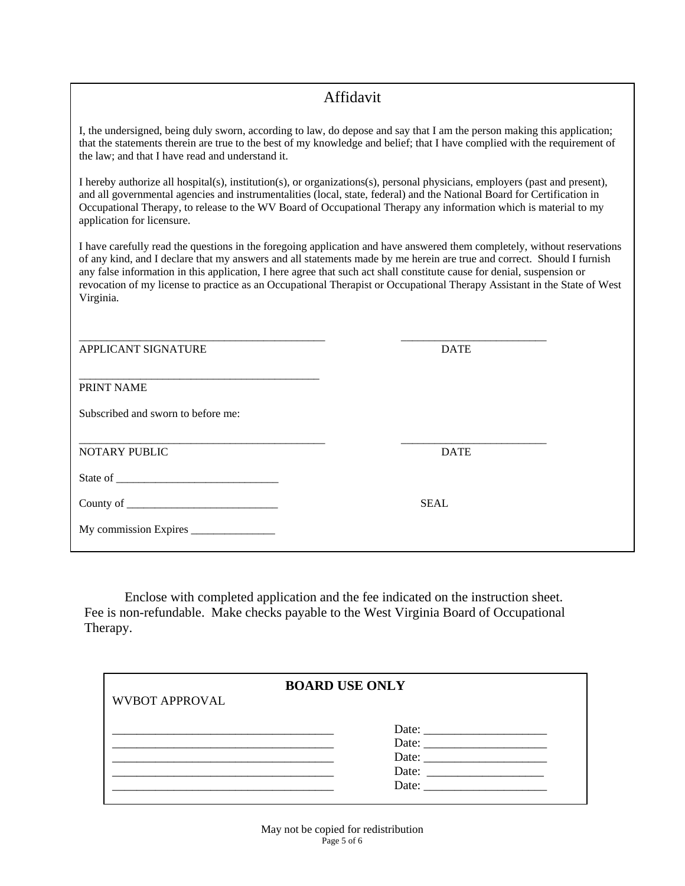## Affidavit

I, the undersigned, being duly sworn, according to law, do depose and say that I am the person making this application; that the statements therein are true to the best of my knowledge and belief; that I have complied with the requirement of the law; and that I have read and understand it.

I hereby authorize all hospital(s), institution(s), or organizations(s), personal physicians, employers (past and present), and all governmental agencies and instrumentalities (local, state, federal) and the National Board for Certification in Occupational Therapy, to release to the WV Board of Occupational Therapy any information which is material to my application for licensure.

I have carefully read the questions in the foregoing application and have answered them completely, without reservations of any kind, and I declare that my answers and all statements made by me herein are true and correct. Should I furnish any false information in this application, I here agree that such act shall constitute cause for denial, suspension or revocation of my license to practice as an Occupational Therapist or Occupational Therapy Assistant in the State of West Virginia.

_____________________________________________ &nbsp;&nbsp;&nbsp;&nbsp; __________________________

APPLICANT SIGNATURE &nbsp;&nbsp;&nbsp;&nbsp; DATE

_____________________________________________

PRINT NAME

Subscribed and sworn to before me:

_____________________________________________ &nbsp;&nbsp;&nbsp;&nbsp; __________________________

NOTARY PUBLIC &nbsp;&nbsp;&nbsp;&nbsp; DATE

State of ______________________________

County of ____________________________ &nbsp;&nbsp;&nbsp;&nbsp; SEAL

My commission Expires _______________

Enclose with completed application and the fee indicated on the instruction sheet. Fee is non-refundable. Make checks payable to the West Virginia Board of Occupational Therapy.

**BOARD USE ONLY**

WVBOT APPROVAL

_____________________________________ Date: _____________________

_____________________________________ Date: _____________________

_____________________________________ Date: _____________________

_____________________________________ Date: _____________________

_____________________________________ Date: _____________________

May not be copied for redistribution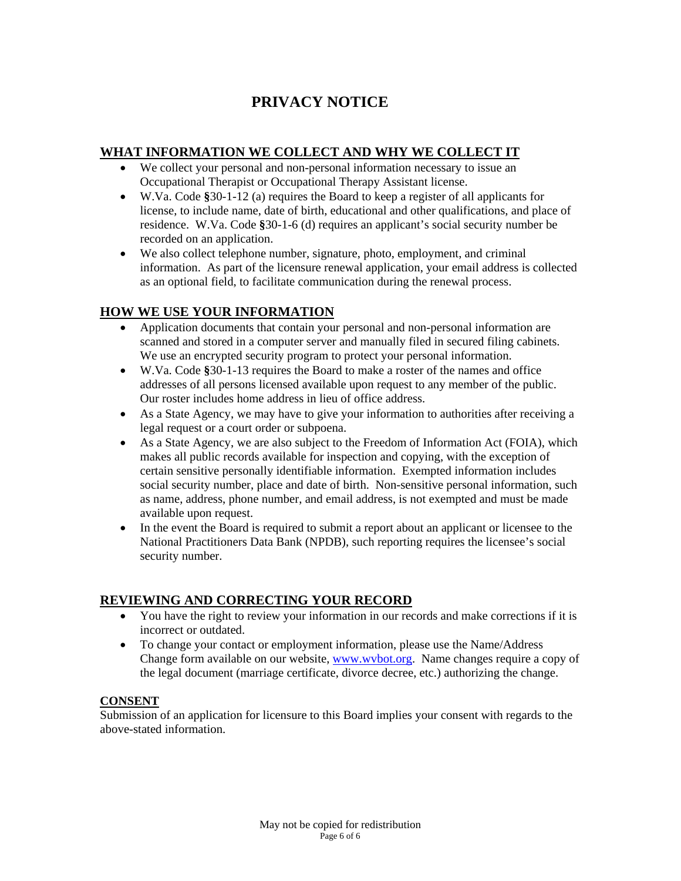# PRIVACY NOTICE

## WHAT INFORMATION WE COLLECT AND WHY WE COLLECT IT

- We collect your personal and non-personal information necessary to issue an Occupational Therapist or Occupational Therapy Assistant license.
- W.Va. Code **§**30-1-12 (a) requires the Board to keep a register of all applicants for license, to include name, date of birth, educational and other qualifications, and place of residence. W.Va. Code **§**30-1-6 (d) requires an applicant's social security number be recorded on an application.
- We also collect telephone number, signature, photo, employment, and criminal information. As part of the licensure renewal application, your email address is collected as an optional field, to facilitate communication during the renewal process.

## HOW WE USE YOUR INFORMATION

- Application documents that contain your personal and non-personal information are scanned and stored in a computer server and manually filed in secured filing cabinets. We use an encrypted security program to protect your personal information.
- W.Va. Code **§**30-1-13 requires the Board to make a roster of the names and office addresses of all persons licensed available upon request to any member of the public. Our roster includes home address in lieu of office address.
- As a State Agency, we may have to give your information to authorities after receiving a legal request or a court order or subpoena.
- As a State Agency, we are also subject to the Freedom of Information Act (FOIA), which makes all public records available for inspection and copying, with the exception of certain sensitive personally identifiable information. Exempted information includes social security number, place and date of birth. Non-sensitive personal information, such as name, address, phone number, and email address, is not exempted and must be made available upon request.
- In the event the Board is required to submit a report about an applicant or licensee to the National Practitioners Data Bank (NPDB), such reporting requires the licensee's social security number.

## REVIEWING AND CORRECTING YOUR RECORD

- You have the right to review your information in our records and make corrections if it is incorrect or outdated.
- To change your contact or employment information, please use the Name/Address Change form available on our website, [www.wvbot.org](www.wvbot.org). Name changes require a copy of the legal document (marriage certificate, divorce decree, etc.) authorizing the change.

### CONSENT

Submission of an application for licensure to this Board implies your consent with regards to the above-stated information.

May not be copied for redistribution